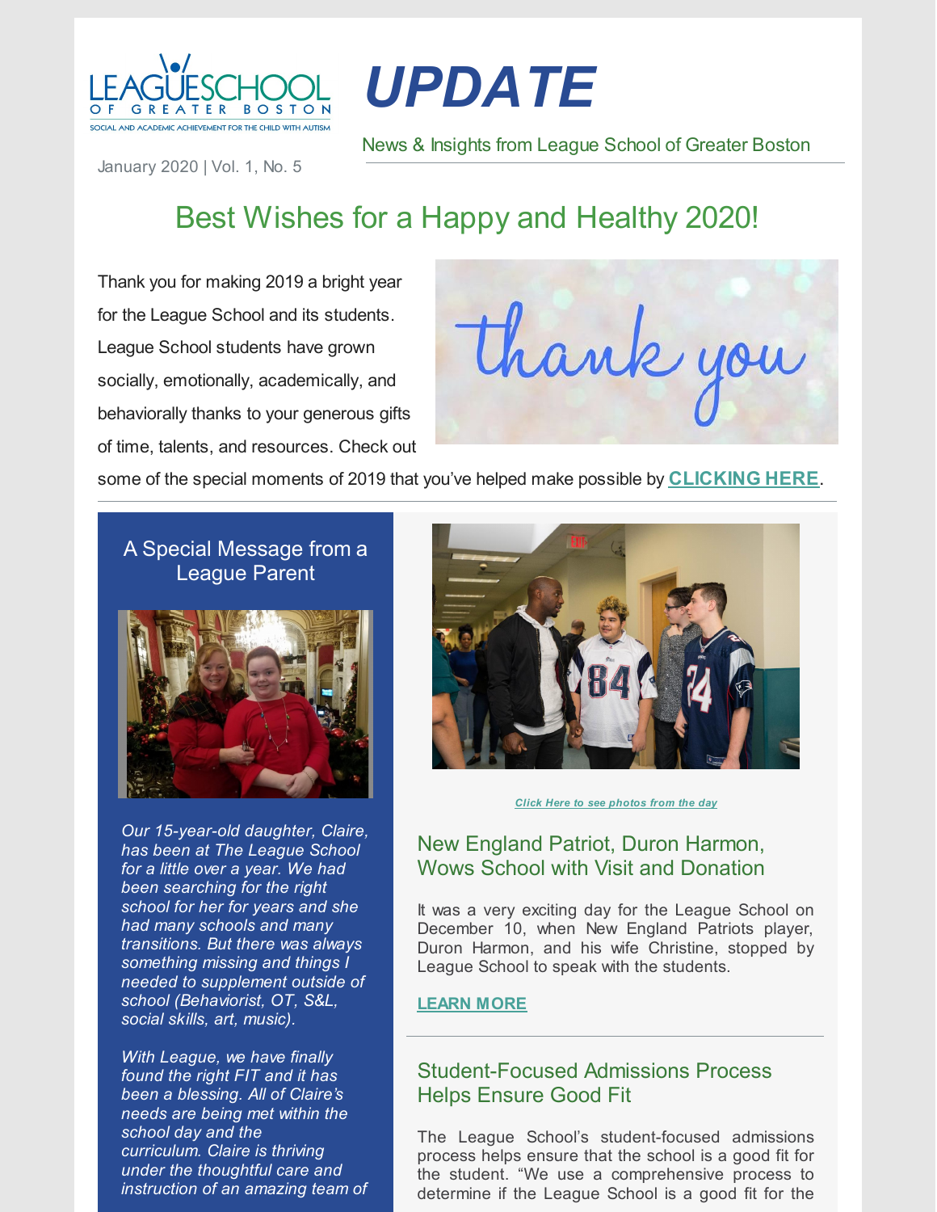LEAGUE SCHOOL OF GREATER BOSTON
SOCIAL AND ACADEMIC ACHIEVEMENT FOR THE CHILD WITH AUTISM

# UPDATE

News & Insights from League School of Greater Boston

January 2020 | Vol. 1, No. 5

## Best Wishes for a Happy and Healthy 2020!

Thank you for making 2019 a bright year for the League School and its students. League School students have grown socially, emotionally, academically, and behaviorally thanks to your generous gifts of time, talents, and resources. Check out some of the special moments of 2019 that you've helped make possible by **CLICKING HERE**.

### A Special Message from a League Parent

*Our 15-year-old daughter, Claire, has been at The League School for a little over a year. We had been searching for the right school for her for years and she had many schools and many transitions. But there was always something missing and things I needed to supplement outside of school (Behaviorist, OT, S&L, social skills, art, music).*

*With League, we have finally found the right FIT and it has been a blessing. All of Claire's needs are being met within the school day and the curriculum. Claire is thriving under the thoughtful care and instruction of an amazing team of*

*Click Here to see photos from the day*

### New England Patriot, Duron Harmon, Wows School with Visit and Donation

It was a very exciting day for the League School on December 10, when New England Patriots player, Duron Harmon, and his wife Christine, stopped by League School to speak with the students.

**LEARN MORE**

### Student-Focused Admissions Process Helps Ensure Good Fit

The League School's student-focused admissions process helps ensure that the school is a good fit for the student. "We use a comprehensive process to determine if the League School is a good fit for the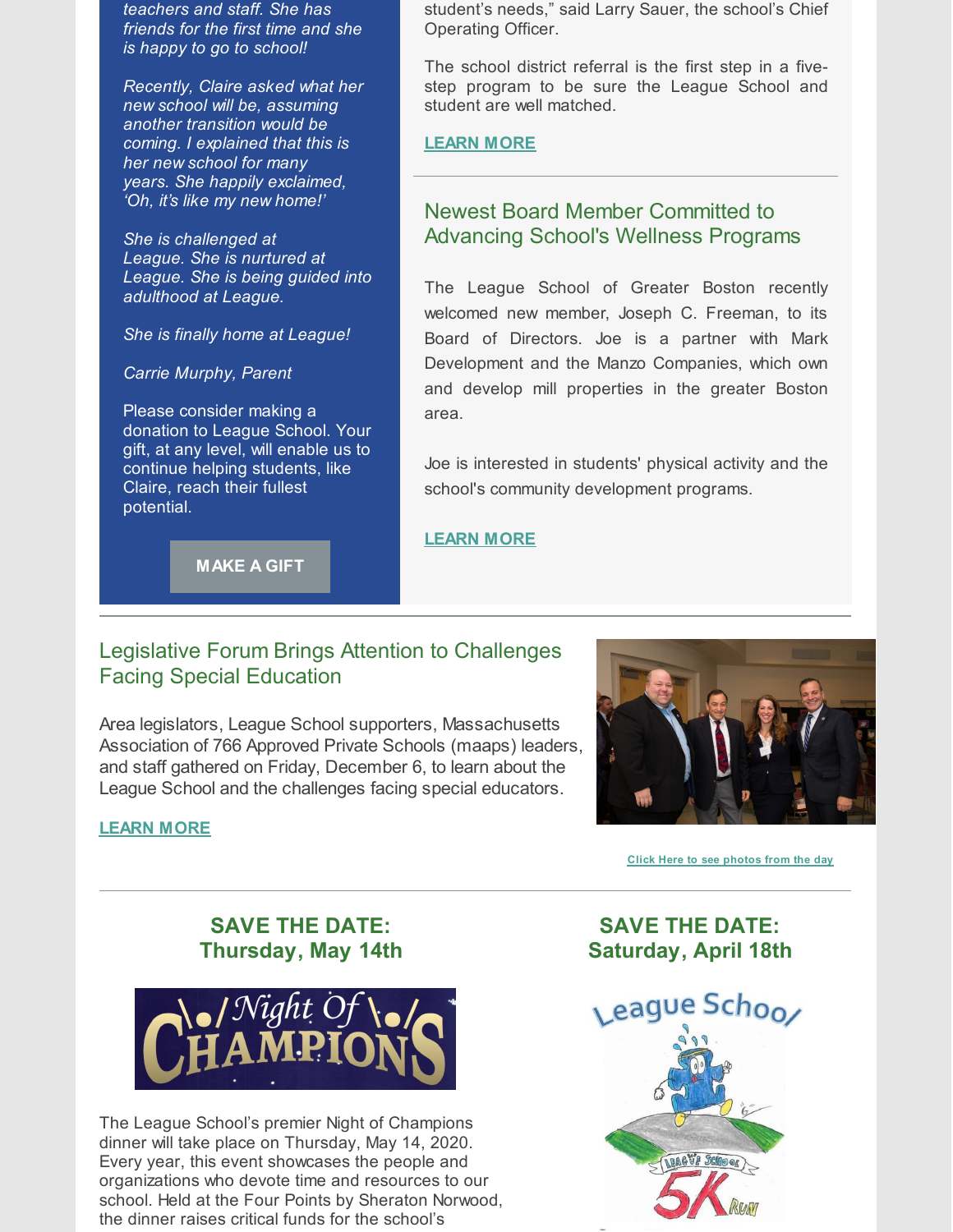*teachers and staff. She has friends for the first time and she is happy to go to school!*

*Recently, Claire asked what her new school will be, assuming another transition would be coming. I explained that this is her new school for many years. She happily exclaimed, 'Oh, it's like my new home!'*

*She is challenged at League. She is nurtured at League. She is being guided into adulthood at League.*

*She is finally home at League!*

*Carrie Murphy, Parent*

Please consider making a donation to League School. Your gift, at any level, will enable us to continue helping students, like Claire, reach their fullest potential.

**MAKE A GIFT**

student's needs," said Larry Sauer, the school's Chief Operating Officer.

The school district referral is the first step in a five-step program to be sure the League School and student are well matched.

**LEARN MORE**

## Newest Board Member Committed to Advancing School's Wellness Programs

The League School of Greater Boston recently welcomed new member, Joseph C. Freeman, to its Board of Directors. Joe is a partner with Mark Development and the Manzo Companies, which own and develop mill properties in the greater Boston area.

Joe is interested in students' physical activity and the school's community development programs.

**LEARN MORE**

## Legislative Forum Brings Attention to Challenges Facing Special Education

Area legislators, League School supporters, Massachusetts Association of 766 Approved Private Schools (maaps) leaders, and staff gathered on Friday, December 6, to learn about the League School and the challenges facing special educators.

**LEARN MORE**

Click Here to see photos from the day

## SAVE THE DATE: Thursday, May 14th

The League School's premier Night of Champions dinner will take place on Thursday, May 14, 2020. Every year, this event showcases the people and organizations who devote time and resources to our school. Held at the Four Points by Sheraton Norwood, the dinner raises critical funds for the school's

## SAVE THE DATE: Saturday, April 18th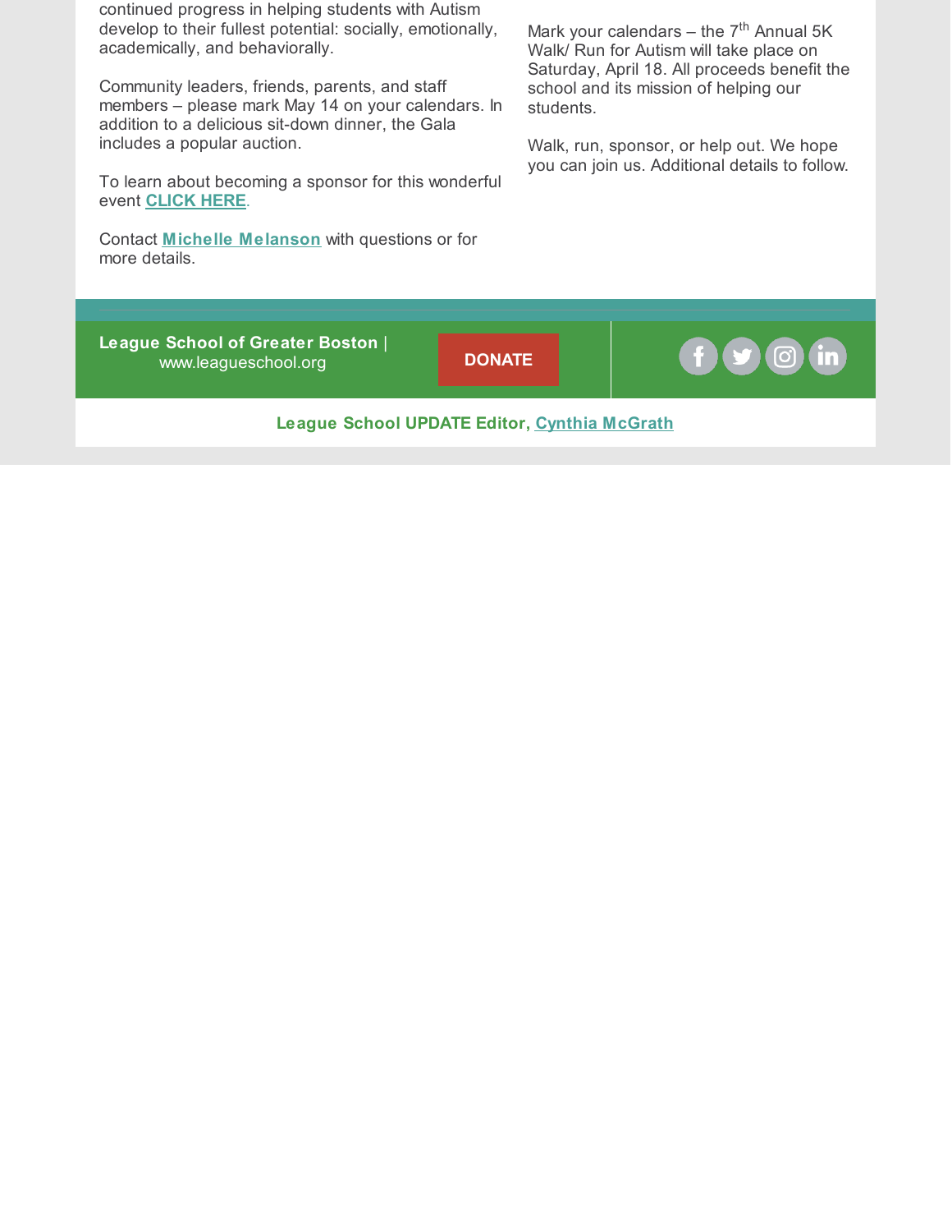continued progress in helping students with Autism develop to their fullest potential: socially, emotionally, academically, and behaviorally.

Community leaders, friends, parents, and staff members – please mark May 14 on your calendars. In addition to a delicious sit-down dinner, the Gala includes a popular auction.

To learn about becoming a sponsor for this wonderful event **CLICK HERE**.

Contact **Michelle Melanson** with questions or for more details.

Mark your calendars – the 7th Annual 5K Walk/ Run for Autism will take place on Saturday, April 18. All proceeds benefit the school and its mission of helping our students.

Walk, run, sponsor, or help out. We hope you can join us. Additional details to follow.

**League School of Greater Boston** | www.leagueschool.org

DONATE

**League School UPDATE Editor, Cynthia McGrath**